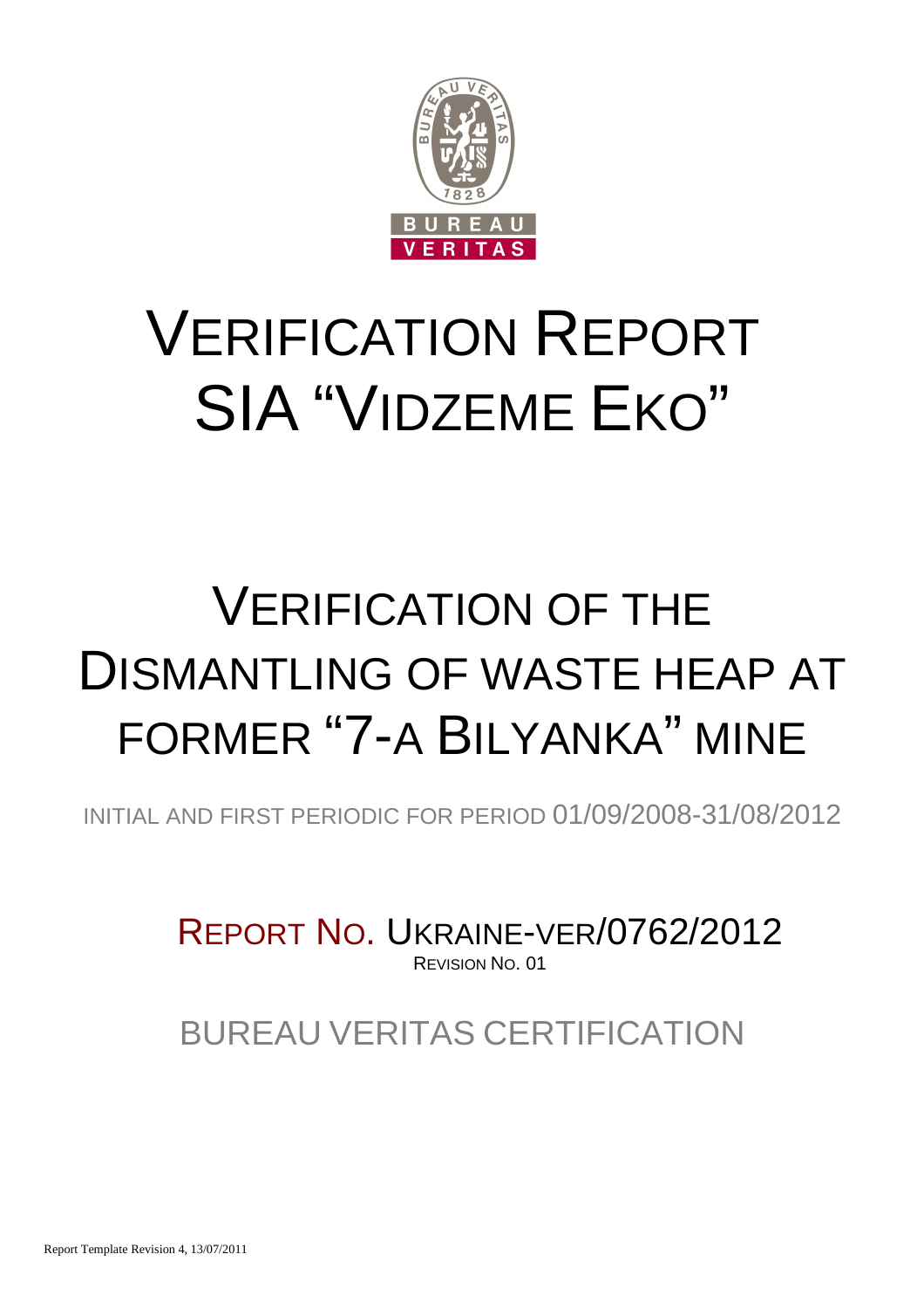# VERIFICATION REPORT SIA "VIDZEME EKO"

# VERIFICATION OF THE DISMANTLING OF WASTE HEAP AT FORMER "7-A BILYANKA" MINE

INITIAL AND FIRST PERIODIC FOR PERIOD 01/09/2008-31/08/2012

REPORT NO. UKRAINE-VER/0762/2012

REVISION NO. 01

BUREAU VERITAS CERTIFICATION

Report Template Revision 4, 13/07/2011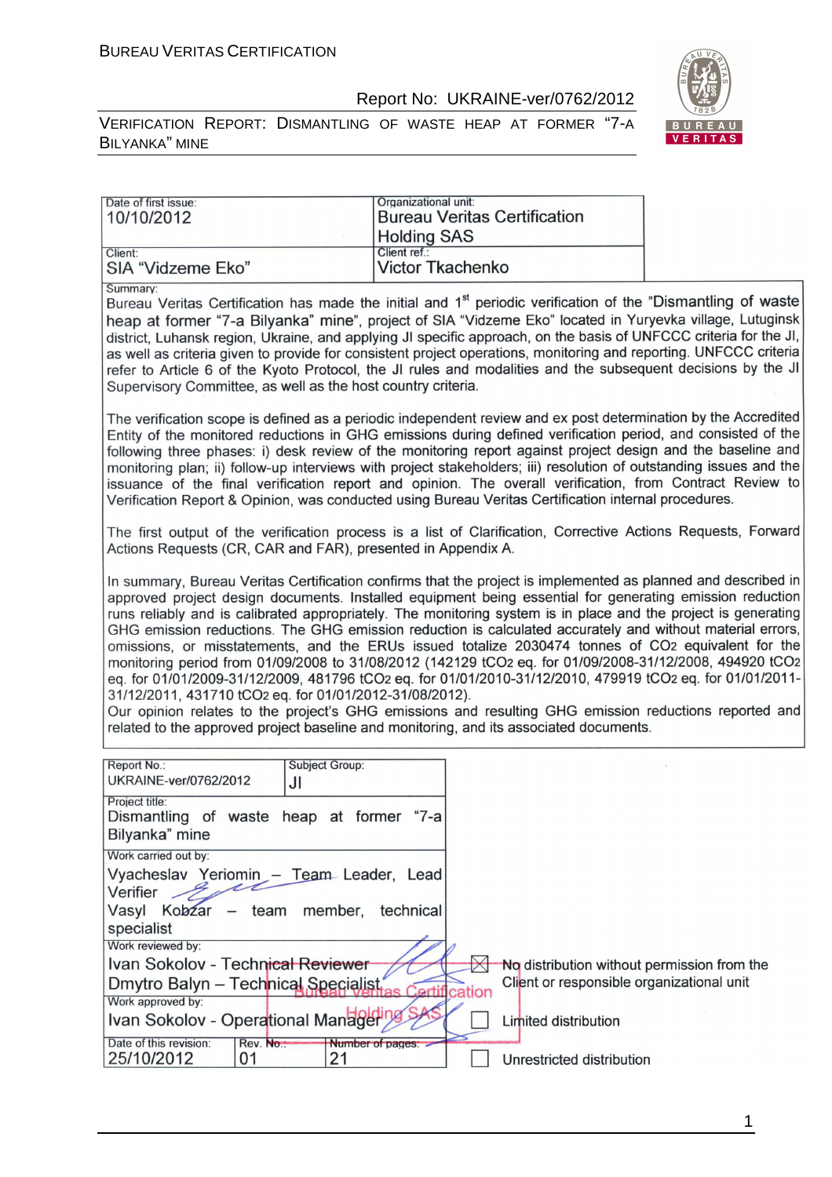| Date of first issue: 10/10/2012 | Organizational unit: Bureau Veritas Certification Holding SAS |
| --- | --- |
| Client: SIA "Vidzeme Eko" | Client ref.: Victor Tkachenko |

Summary:

Bureau Veritas Certification has made the initial and 1[st] periodic verification of the "Dismantling of waste heap at former "7-a Bilyanka" mine", project of SIA "Vidzeme Eko" located in Yuryevka village, Lutuginsk district, Luhansk region, Ukraine, and applying JI specific approach, on the basis of UNFCCC criteria for the JI, as well as criteria given to provide for consistent project operations, monitoring and reporting. UNFCCC criteria refer to Article 6 of the Kyoto Protocol, the JI rules and modalities and the subsequent decisions by the JI Supervisory Committee, as well as the host country criteria.

The verification scope is defined as a periodic independent review and ex post determination by the Accredited Entity of the monitored reductions in GHG emissions during defined verification period, and consisted of the following three phases: i) desk review of the monitoring report against project design and the baseline and monitoring plan; ii) follow-up interviews with project stakeholders; iii) resolution of outstanding issues and the issuance of the final verification report and opinion. The overall verification, from Contract Review to Verification Report & Opinion, was conducted using Bureau Veritas Certification internal procedures.

The first output of the verification process is a list of Clarification, Corrective Actions Requests, Forward Actions Requests (CR, CAR and FAR), presented in Appendix A.

In summary, Bureau Veritas Certification confirms that the project is implemented as planned and described in approved project design documents. Installed equipment being essential for generating emission reduction runs reliably and is calibrated appropriately. The monitoring system is in place and the project is generating GHG emission reductions. The GHG emission reduction is calculated accurately and without material errors, omissions, or misstatements, and the ERUs issued totalize 2030474 tonnes of $CO_2$ equivalent for the monitoring period from 01/09/2008 to 31/08/2012 (142129 $tCO_2$ eq. for 01/09/2008-31/12/2008, 494920 $tCO_2$ eq. for 01/01/2009-31/12/2009, 481796 $tCO_2$ eq. for 01/01/2010-31/12/2010, 479919 $tCO_2$ eq. for 01/01/2011-31/12/2011, 431710 $tCO_2$ eq. for 01/01/2012-31/08/2012).

Our opinion relates to the project's GHG emissions and resulting GHG emission reductions reported and related to the approved project baseline and monitoring, and its associated documents.

| Report No.: UKRAINE-ver/0762/2012 | Subject Group: JI | |
| --- | --- | --- |
| Project title: Dismantling of waste heap at former "7-a Bilyanka" mine | | |
| Work carried out by: Vyacheslav Yeriomin – Team Leader, Lead Verifier; Vasyl Kobzar – team member, technical specialist | | |
| Work reviewed by: Ivan Sokolov - Technical Reviewer; Dmytro Balyn – Technical Specialist | | ☒ No distribution without permission from the Client or responsible organizational unit |
| Work approved by: Ivan Sokolov - Operational Manager | | ☐ Limited distribution |
| Date of this revision: 25/10/2012 | Rev. No.: 01 | Number of pages: 21 |
| | | ☐ Unrestricted distribution |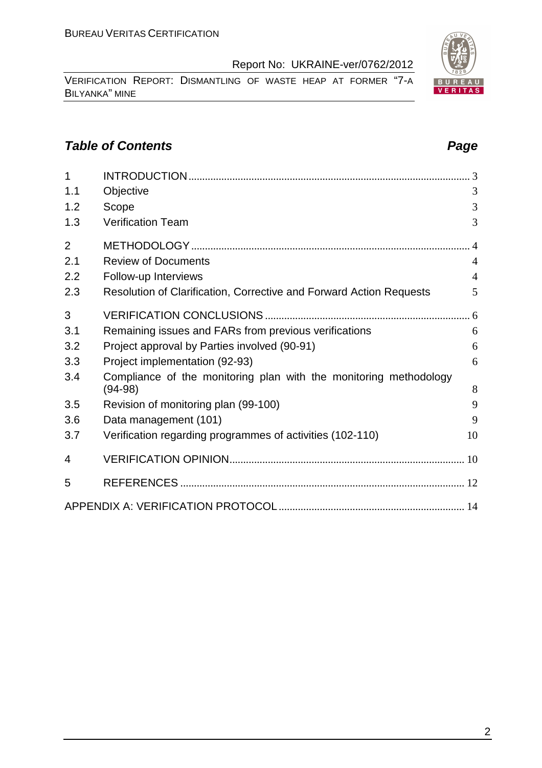## *Table of Contents* *Page*

| | | |
|---|---|---|
| 1 | INTRODUCTION | 3 |
| 1.1 | Objective | 3 |
| 1.2 | Scope | 3 |
| 1.3 | Verification Team | 3 |
| 2 | METHODOLOGY | 4 |
| 2.1 | Review of Documents | 4 |
| 2.2 | Follow-up Interviews | 4 |
| 2.3 | Resolution of Clarification, Corrective and Forward Action Requests | 5 |
| 3 | VERIFICATION CONCLUSIONS | 6 |
| 3.1 | Remaining issues and FARs from previous verifications | 6 |
| 3.2 | Project approval by Parties involved (90-91) | 6 |
| 3.3 | Project implementation (92-93) | 6 |
| 3.4 | Compliance of the monitoring plan with the monitoring methodology (94-98) | 8 |
| 3.5 | Revision of monitoring plan (99-100) | 9 |
| 3.6 | Data management (101) | 9 |
| 3.7 | Verification regarding programmes of activities (102-110) | 10 |
| 4 | VERIFICATION OPINION | 10 |
| 5 | REFERENCES | 12 |
| | APPENDIX A: VERIFICATION PROTOCOL | 14 |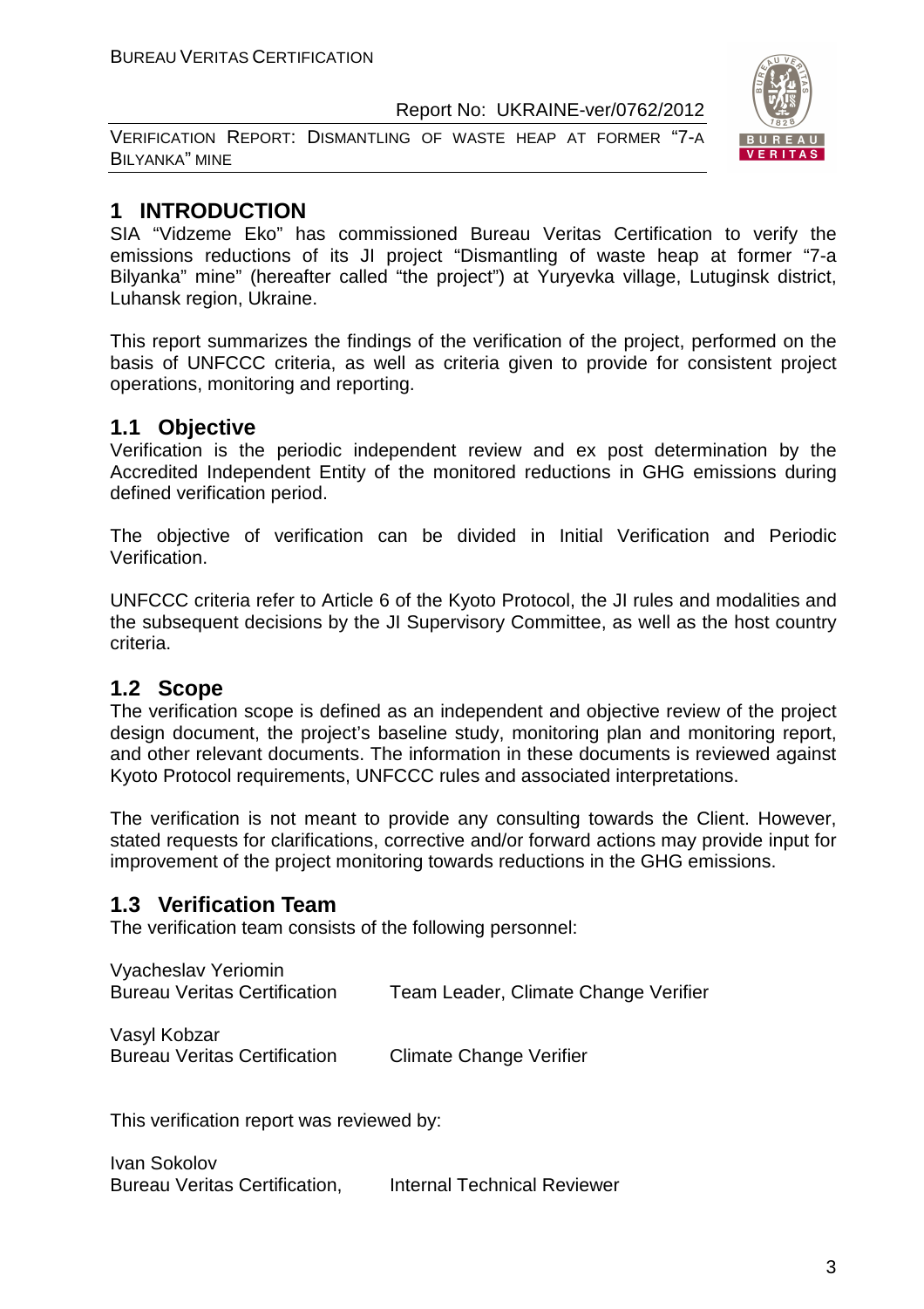# 1 INTRODUCTION

SIA "Vidzeme Eko" has commissioned Bureau Veritas Certification to verify the emissions reductions of its JI project "Dismantling of waste heap at former "7-a Bilyanka" mine" (hereafter called "the project") at Yuryevka village, Lutuginsk district, Luhansk region, Ukraine.

This report summarizes the findings of the verification of the project, performed on the basis of UNFCCC criteria, as well as criteria given to provide for consistent project operations, monitoring and reporting.

## 1.1 Objective

Verification is the periodic independent review and ex post determination by the Accredited Independent Entity of the monitored reductions in GHG emissions during defined verification period.

The objective of verification can be divided in Initial Verification and Periodic Verification.

UNFCCC criteria refer to Article 6 of the Kyoto Protocol, the JI rules and modalities and the subsequent decisions by the JI Supervisory Committee, as well as the host country criteria.

## 1.2 Scope

The verification scope is defined as an independent and objective review of the project design document, the project's baseline study, monitoring plan and monitoring report, and other relevant documents. The information in these documents is reviewed against Kyoto Protocol requirements, UNFCCC rules and associated interpretations.

The verification is not meant to provide any consulting towards the Client. However, stated requests for clarifications, corrective and/or forward actions may provide input for improvement of the project monitoring towards reductions in the GHG emissions.

## 1.3 Verification Team

The verification team consists of the following personnel:

Vyacheslav Yeriomin
Bureau Veritas Certification — Team Leader, Climate Change Verifier

Vasyl Kobzar
Bureau Veritas Certification — Climate Change Verifier

This verification report was reviewed by:

Ivan Sokolov
Bureau Veritas Certification, — Internal Technical Reviewer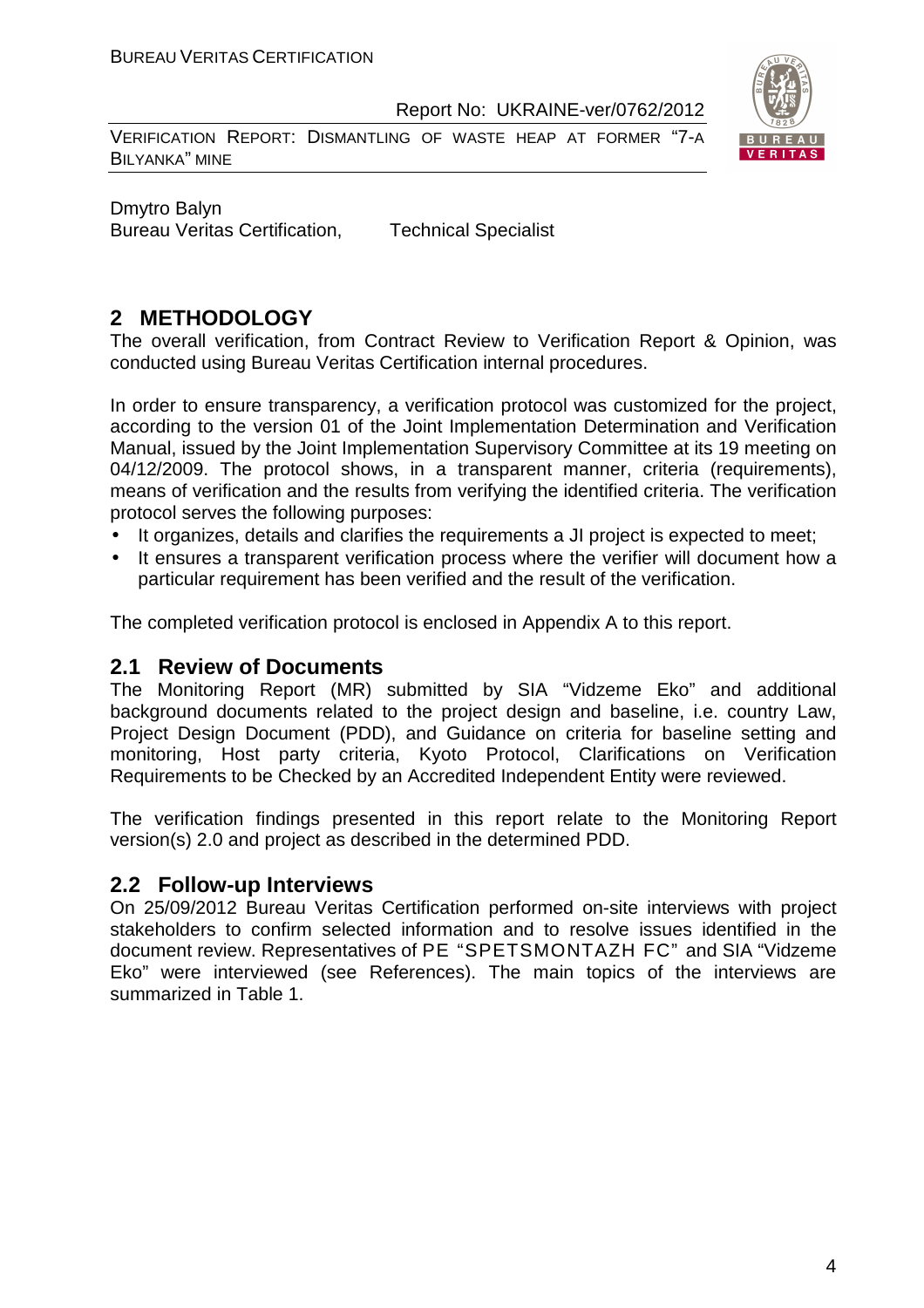Dmytro Balyn
Bureau Veritas Certification, Technical Specialist

## 2 METHODOLOGY

The overall verification, from Contract Review to Verification Report & Opinion, was conducted using Bureau Veritas Certification internal procedures.

In order to ensure transparency, a verification protocol was customized for the project, according to the version 01 of the Joint Implementation Determination and Verification Manual, issued by the Joint Implementation Supervisory Committee at its 19 meeting on 04/12/2009. The protocol shows, in a transparent manner, criteria (requirements), means of verification and the results from verifying the identified criteria. The verification protocol serves the following purposes:

- It organizes, details and clarifies the requirements a JI project is expected to meet;
- It ensures a transparent verification process where the verifier will document how a particular requirement has been verified and the result of the verification.

The completed verification protocol is enclosed in Appendix A to this report.

### 2.1 Review of Documents

The Monitoring Report (MR) submitted by SIA "Vidzeme Eko" and additional background documents related to the project design and baseline, i.e. country Law, Project Design Document (PDD), and Guidance on criteria for baseline setting and monitoring, Host party criteria, Kyoto Protocol, Clarifications on Verification Requirements to be Checked by an Accredited Independent Entity were reviewed.

The verification findings presented in this report relate to the Monitoring Report version(s) 2.0 and project as described in the determined PDD.

### 2.2 Follow-up Interviews

On 25/09/2012 Bureau Veritas Certification performed on-site interviews with project stakeholders to confirm selected information and to resolve issues identified in the document review. Representatives of PE "SPETSMONTAZH FC" and SIA "Vidzeme Eko" were interviewed (see References). The main topics of the interviews are summarized in Table 1.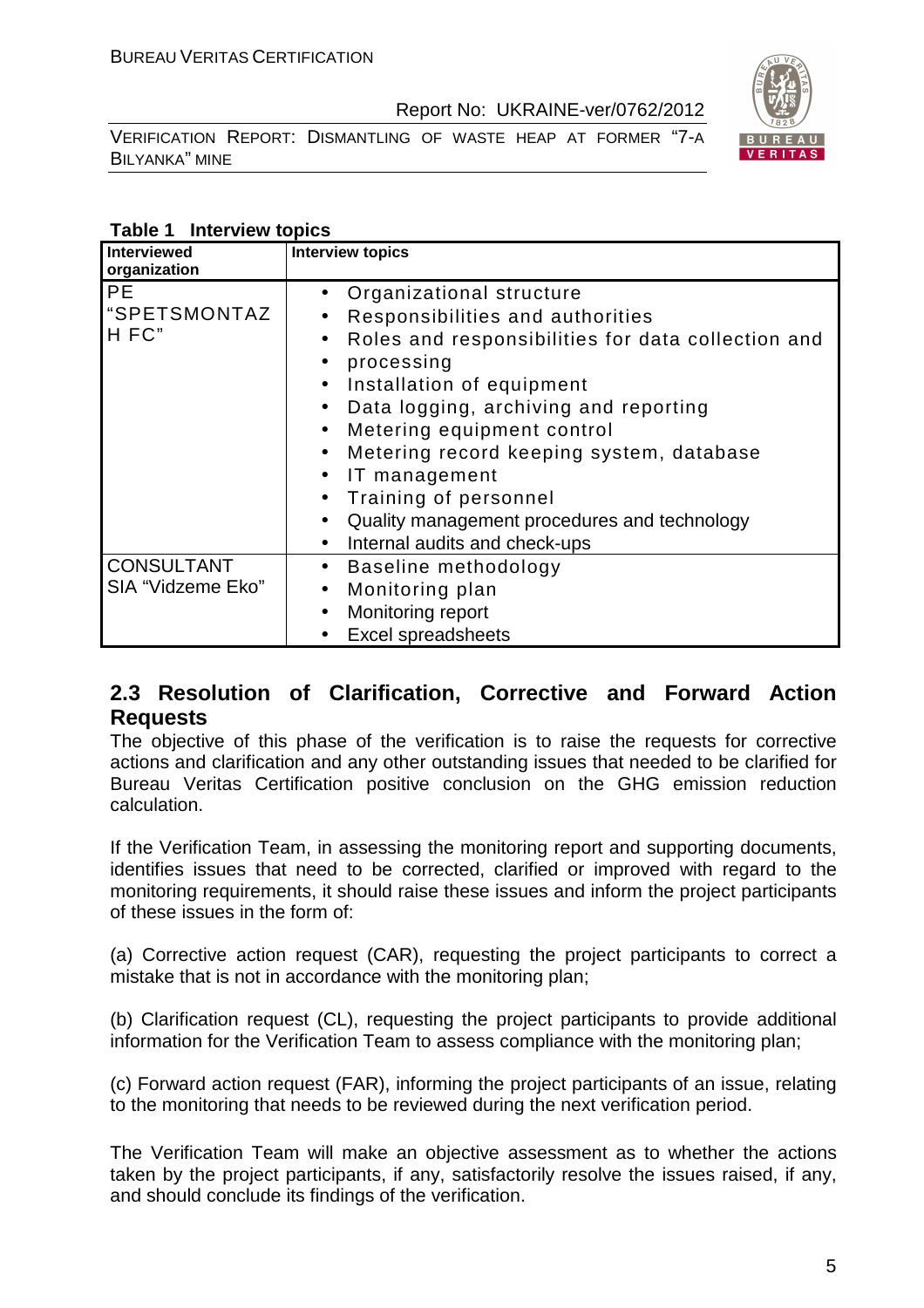**Table 1 Interview topics**

| Interviewed organization | Interview topics |
|---|---|
| PE "SPETSMONTAZH FC" | • Organizational structure<br>• Responsibilities and authorities<br>• Roles and responsibilities for data collection and<br>• processing<br>• Installation of equipment<br>• Data logging, archiving and reporting<br>• Metering equipment control<br>• Metering record keeping system, database<br>• IT management<br>• Training of personnel<br>• Quality management procedures and technology<br>• Internal audits and check-ups |
| CONSULTANT SIA "Vidzeme Eko" | • Baseline methodology<br>• Monitoring plan<br>• Monitoring report<br>• Excel spreadsheets |

## 2.3 Resolution of Clarification, Corrective and Forward Action Requests

The objective of this phase of the verification is to raise the requests for corrective actions and clarification and any other outstanding issues that needed to be clarified for Bureau Veritas Certification positive conclusion on the GHG emission reduction calculation.

If the Verification Team, in assessing the monitoring report and supporting documents, identifies issues that need to be corrected, clarified or improved with regard to the monitoring requirements, it should raise these issues and inform the project participants of these issues in the form of:

(a) Corrective action request (CAR), requesting the project participants to correct a mistake that is not in accordance with the monitoring plan;

(b) Clarification request (CL), requesting the project participants to provide additional information for the Verification Team to assess compliance with the monitoring plan;

(c) Forward action request (FAR), informing the project participants of an issue, relating to the monitoring that needs to be reviewed during the next verification period.

The Verification Team will make an objective assessment as to whether the actions taken by the project participants, if any, satisfactorily resolve the issues raised, if any, and should conclude its findings of the verification.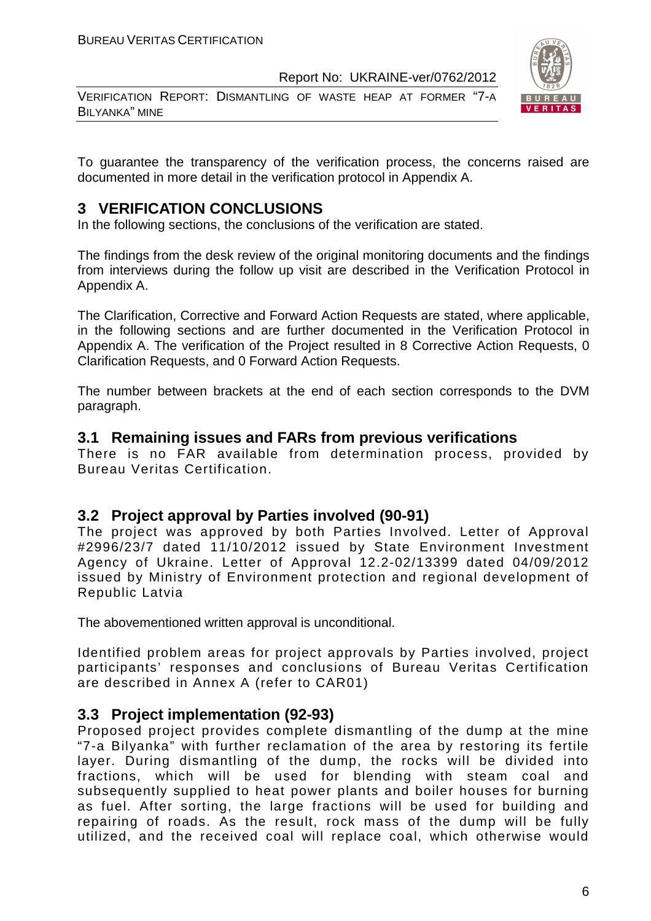To guarantee the transparency of the verification process, the concerns raised are documented in more detail in the verification protocol in Appendix A.

# 3 VERIFICATION CONCLUSIONS

In the following sections, the conclusions of the verification are stated.

The findings from the desk review of the original monitoring documents and the findings from interviews during the follow up visit are described in the Verification Protocol in Appendix A.

The Clarification, Corrective and Forward Action Requests are stated, where applicable, in the following sections and are further documented in the Verification Protocol in Appendix A. The verification of the Project resulted in 8 Corrective Action Requests, 0 Clarification Requests, and 0 Forward Action Requests.

The number between brackets at the end of each section corresponds to the DVM paragraph.

## 3.1 Remaining issues and FARs from previous verifications

There is no FAR available from determination process, provided by Bureau Veritas Certification.

## 3.2 Project approval by Parties involved (90-91)

The project was approved by both Parties Involved. Letter of Approval #2996/23/7 dated 11/10/2012 issued by State Environment Investment Agency of Ukraine. Letter of Approval 12.2-02/13399 dated 04/09/2012 issued by Ministry of Environment protection and regional development of Republic Latvia

The abovementioned written approval is unconditional.

Identified problem areas for project approvals by Parties involved, project participants' responses and conclusions of Bureau Veritas Certification are described in Annex A (refer to CAR01)

## 3.3 Project implementation (92-93)

Proposed project provides complete dismantling of the dump at the mine "7-a Bilyanka" with further reclamation of the area by restoring its fertile layer. During dismantling of the dump, the rocks will be divided into fractions, which will be used for blending with steam coal and subsequently supplied to heat power plants and boiler houses for burning as fuel. After sorting, the large fractions will be used for building and repairing of roads. As the result, rock mass of the dump will be fully utilized, and the received coal will replace coal, which otherwise would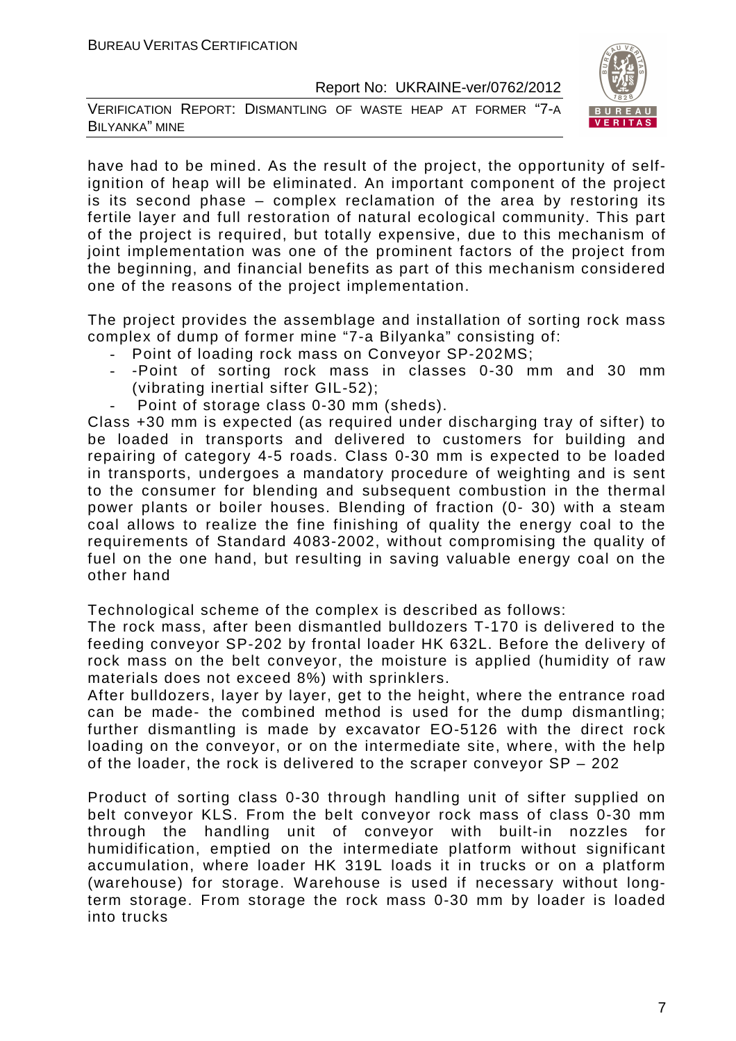have had to be mined. As the result of the project, the opportunity of self-ignition of heap will be eliminated. An important component of the project is its second phase – complex reclamation of the area by restoring its fertile layer and full restoration of natural ecological community. This part of the project is required, but totally expensive, due to this mechanism of joint implementation was one of the prominent factors of the project from the beginning, and financial benefits as part of this mechanism considered one of the reasons of the project implementation.

The project provides the assemblage and installation of sorting rock mass complex of dump of former mine "7-a Bilyanka" consisting of:

- Point of loading rock mass on Conveyor SP-202MS;
- -Point of sorting rock mass in classes 0-30 mm and 30 mm (vibrating inertial sifter GIL-52);
- Point of storage class 0-30 mm (sheds).

Class +30 mm is expected (as required under discharging tray of sifter) to be loaded in transports and delivered to customers for building and repairing of category 4-5 roads. Class 0-30 mm is expected to be loaded in transports, undergoes a mandatory procedure of weighting and is sent to the consumer for blending and subsequent combustion in the thermal power plants or boiler houses. Blending of fraction (0- 30) with a steam coal allows to realize the fine finishing of quality the energy coal to the requirements of Standard 4083-2002, without compromising the quality of fuel on the one hand, but resulting in saving valuable energy coal on the other hand

Technological scheme of the complex is described as follows:
The rock mass, after been dismantled bulldozers T-170 is delivered to the feeding conveyor SP-202 by frontal loader HK 632L. Before the delivery of rock mass on the belt conveyor, the moisture is applied (humidity of raw materials does not exceed 8%) with sprinklers.
After bulldozers, layer by layer, get to the height, where the entrance road can be made- the combined method is used for the dump dismantling; further dismantling is made by excavator EO-5126 with the direct rock loading on the conveyor, or on the intermediate site, where, with the help of the loader, the rock is delivered to the scraper conveyor SP – 202

Product of sorting class 0-30 through handling unit of sifter supplied on belt conveyor KLS. From the belt conveyor rock mass of class 0-30 mm through the handling unit of conveyor with built-in nozzles for humidification, emptied on the intermediate platform without significant accumulation, where loader HK 319L loads it in trucks or on a platform (warehouse) for storage. Warehouse is used if necessary without long-term storage. From storage the rock mass 0-30 mm by loader is loaded into trucks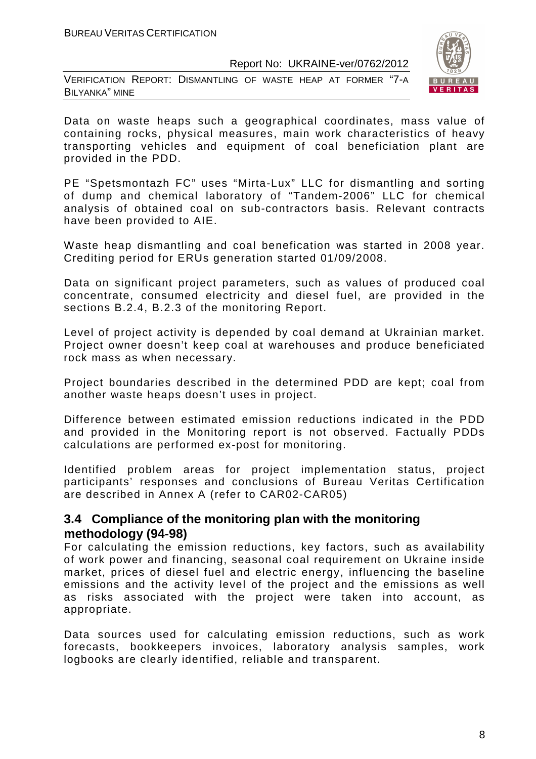Data on waste heaps such a geographical coordinates, mass value of containing rocks, physical measures, main work characteristics of heavy transporting vehicles and equipment of coal beneficiation plant are provided in the PDD.

PE "Spetsmontazh FC" uses "Mirta-Lux" LLC for dismantling and sorting of dump and chemical laboratory of "Tandem-2006" LLC for chemical analysis of obtained coal on sub-contractors basis. Relevant contracts have been provided to AIE.

Waste heap dismantling and coal benefication was started in 2008 year. Crediting period for ERUs generation started 01/09/2008.

Data on significant project parameters, such as values of produced coal concentrate, consumed electricity and diesel fuel, are provided in the sections B.2.4, B.2.3 of the monitoring Report.

Level of project activity is depended by coal demand at Ukrainian market. Project owner doesn't keep coal at warehouses and produce beneficiated rock mass as when necessary.

Project boundaries described in the determined PDD are kept; coal from another waste heaps doesn't uses in project.

Difference between estimated emission reductions indicated in the PDD and provided in the Monitoring report is not observed. Factually PDDs calculations are performed ex-post for monitoring.

Identified problem areas for project implementation status, project participants' responses and conclusions of Bureau Veritas Certification are described in Annex A (refer to CAR02-CAR05)

## 3.4 Compliance of the monitoring plan with the monitoring methodology (94-98)

For calculating the emission reductions, key factors, such as availability of work power and financing, seasonal coal requirement on Ukraine inside market, prices of diesel fuel and electric energy, influencing the baseline emissions and the activity level of the project and the emissions as well as risks associated with the project were taken into account, as appropriate.

Data sources used for calculating emission reductions, such as work forecasts, bookkeepers invoices, laboratory analysis samples, work logbooks are clearly identified, reliable and transparent.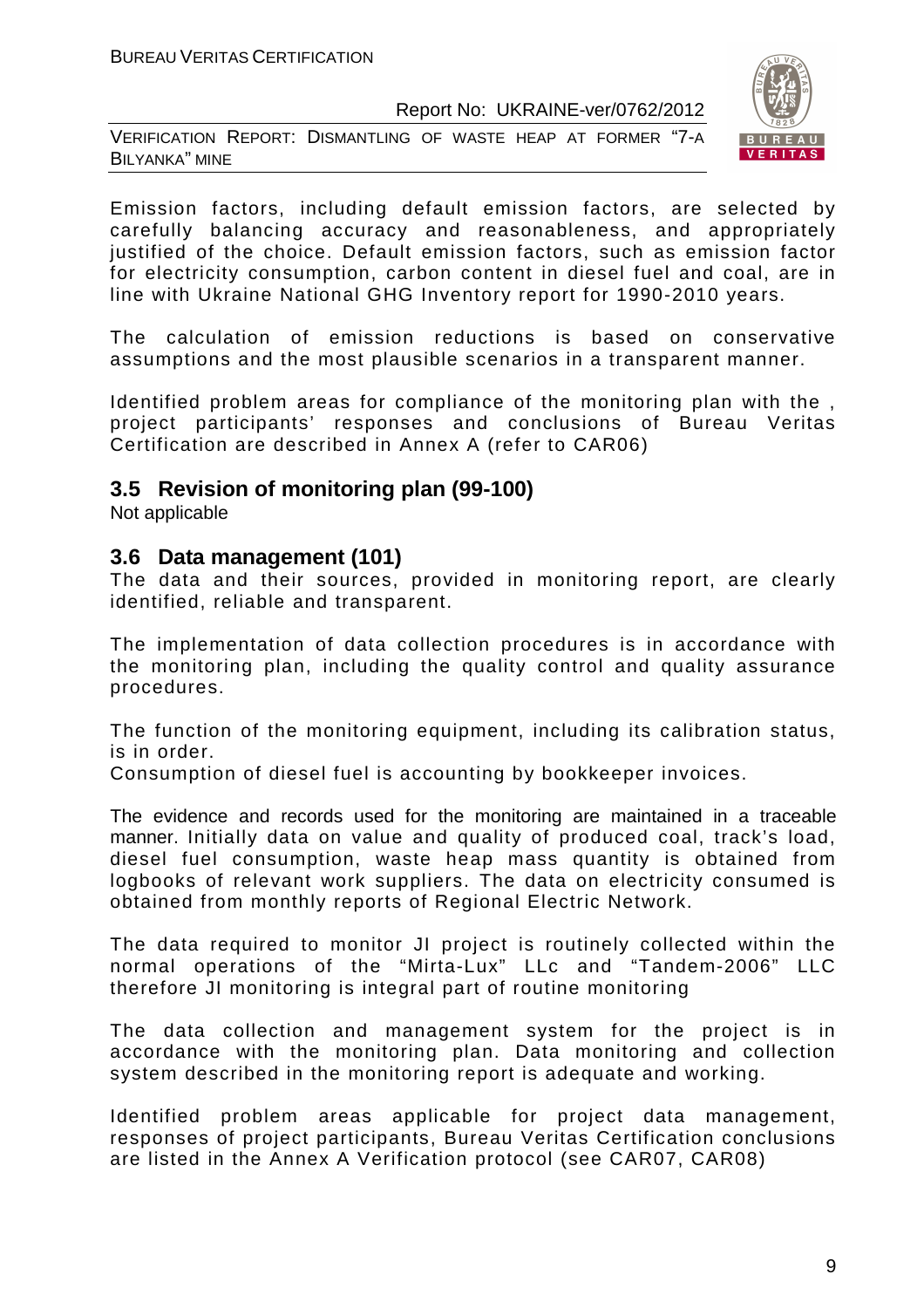Emission factors, including default emission factors, are selected by carefully balancing accuracy and reasonableness, and appropriately justified of the choice. Default emission factors, such as emission factor for electricity consumption, carbon content in diesel fuel and coal, are in line with Ukraine National GHG Inventory report for 1990-2010 years.

The calculation of emission reductions is based on conservative assumptions and the most plausible scenarios in a transparent manner.

Identified problem areas for compliance of the monitoring plan with the , project participants' responses and conclusions of Bureau Veritas Certification are described in Annex A (refer to CAR06)

## 3.5 Revision of monitoring plan (99-100)

Not applicable

## 3.6 Data management (101)

The data and their sources, provided in monitoring report, are clearly identified, reliable and transparent.

The implementation of data collection procedures is in accordance with the monitoring plan, including the quality control and quality assurance procedures.

The function of the monitoring equipment, including its calibration status, is in order.

Consumption of diesel fuel is accounting by bookkeeper invoices.

The evidence and records used for the monitoring are maintained in a traceable manner. Initially data on value and quality of produced coal, track's load, diesel fuel consumption, waste heap mass quantity is obtained from logbooks of relevant work suppliers. The data on electricity consumed is obtained from monthly reports of Regional Electric Network.

The data required to monitor JI project is routinely collected within the normal operations of the "Mirta-Lux" LLc and "Tandem-2006" LLC therefore JI monitoring is integral part of routine monitoring

The data collection and management system for the project is in accordance with the monitoring plan. Data monitoring and collection system described in the monitoring report is adequate and working.

Identified problem areas applicable for project data management, responses of project participants, Bureau Veritas Certification conclusions are listed in the Annex A Verification protocol (see CAR07, CAR08)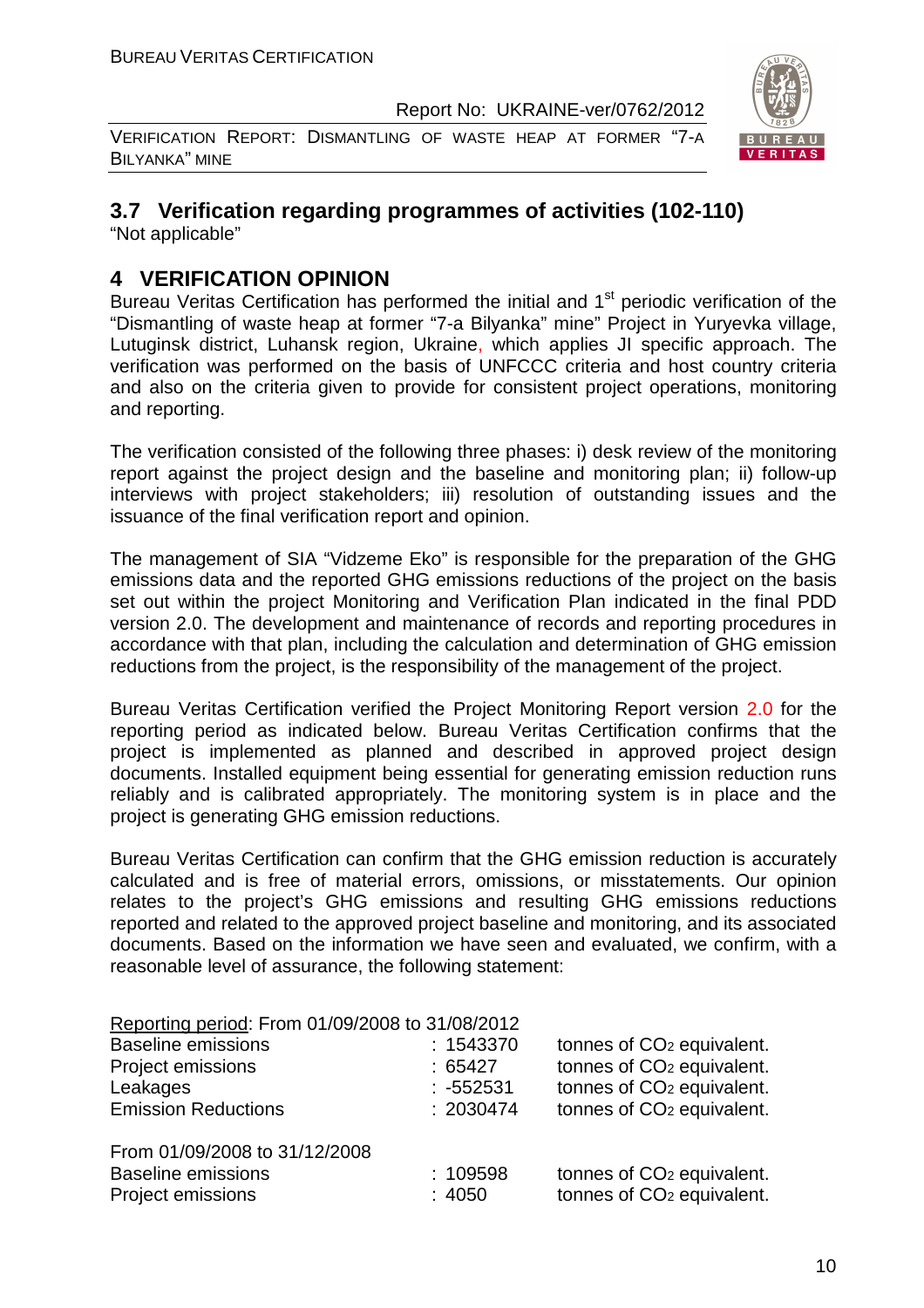## 3.7 Verification regarding programmes of activities (102-110)

"Not applicable"

# 4 VERIFICATION OPINION

Bureau Veritas Certification has performed the initial and 1st periodic verification of the "Dismantling of waste heap at former "7-a Bilyanka" mine" Project in Yuryevka village, Lutuginsk district, Luhansk region, Ukraine, which applies JI specific approach. The verification was performed on the basis of UNFCCC criteria and host country criteria and also on the criteria given to provide for consistent project operations, monitoring and reporting.

The verification consisted of the following three phases: i) desk review of the monitoring report against the project design and the baseline and monitoring plan; ii) follow-up interviews with project stakeholders; iii) resolution of outstanding issues and the issuance of the final verification report and opinion.

The management of SIA "Vidzeme Eko" is responsible for the preparation of the GHG emissions data and the reported GHG emissions reductions of the project on the basis set out within the project Monitoring and Verification Plan indicated in the final PDD version 2.0. The development and maintenance of records and reporting procedures in accordance with that plan, including the calculation and determination of GHG emission reductions from the project, is the responsibility of the management of the project.

Bureau Veritas Certification verified the Project Monitoring Report version 2.0 for the reporting period as indicated below. Bureau Veritas Certification confirms that the project is implemented as planned and described in approved project design documents. Installed equipment being essential for generating emission reduction runs reliably and is calibrated appropriately. The monitoring system is in place and the project is generating GHG emission reductions.

Bureau Veritas Certification can confirm that the GHG emission reduction is accurately calculated and is free of material errors, omissions, or misstatements. Our opinion relates to the project's GHG emissions and resulting GHG emissions reductions reported and related to the approved project baseline and monitoring, and its associated documents. Based on the information we have seen and evaluated, we confirm, with a reasonable level of assurance, the following statement:

Reporting period: From 01/09/2008 to 31/08/2012

| | | |
|---|---|---|
| Baseline emissions | : 1543370 | tonnes of $CO_2$ equivalent. |
| Project emissions | : 65427 | tonnes of $CO_2$ equivalent. |
| Leakages | : -552531 | tonnes of $CO_2$ equivalent. |
| Emission Reductions | : 2030474 | tonnes of $CO_2$ equivalent. |

From 01/09/2008 to 31/12/2008

| | | |
|---|---|---|
| Baseline emissions | : 109598 | tonnes of $CO_2$ equivalent. |
| Project emissions | : 4050 | tonnes of $CO_2$ equivalent. |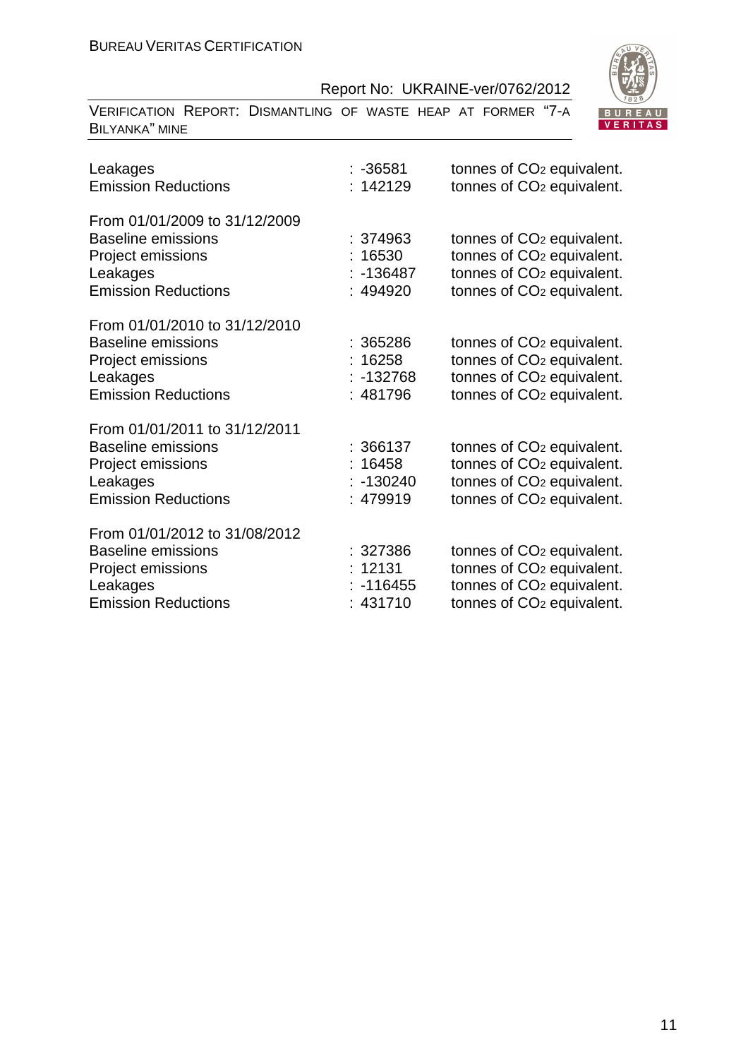| | | |
|---|---|---|
| Leakages | : -36581 | tonnes of $CO_2$ equivalent. |
| Emission Reductions | : 142129 | tonnes of $CO_2$ equivalent. |

From 01/01/2009 to 31/12/2009

| | | |
|---|---|---|
| Baseline emissions | : 374963 | tonnes of $CO_2$ equivalent. |
| Project emissions | : 16530 | tonnes of $CO_2$ equivalent. |
| Leakages | : -136487 | tonnes of $CO_2$ equivalent. |
| Emission Reductions | : 494920 | tonnes of $CO_2$ equivalent. |

From 01/01/2010 to 31/12/2010

| | | |
|---|---|---|
| Baseline emissions | : 365286 | tonnes of $CO_2$ equivalent. |
| Project emissions | : 16258 | tonnes of $CO_2$ equivalent. |
| Leakages | : -132768 | tonnes of $CO_2$ equivalent. |
| Emission Reductions | : 481796 | tonnes of $CO_2$ equivalent. |

From 01/01/2011 to 31/12/2011

| | | |
|---|---|---|
| Baseline emissions | : 366137 | tonnes of $CO_2$ equivalent. |
| Project emissions | : 16458 | tonnes of $CO_2$ equivalent. |
| Leakages | : -130240 | tonnes of $CO_2$ equivalent. |
| Emission Reductions | : 479919 | tonnes of $CO_2$ equivalent. |

From 01/01/2012 to 31/08/2012

| | | |
|---|---|---|
| Baseline emissions | : 327386 | tonnes of $CO_2$ equivalent. |
| Project emissions | : 12131 | tonnes of $CO_2$ equivalent. |
| Leakages | : -116455 | tonnes of $CO_2$ equivalent. |
| Emission Reductions | : 431710 | tonnes of $CO_2$ equivalent. |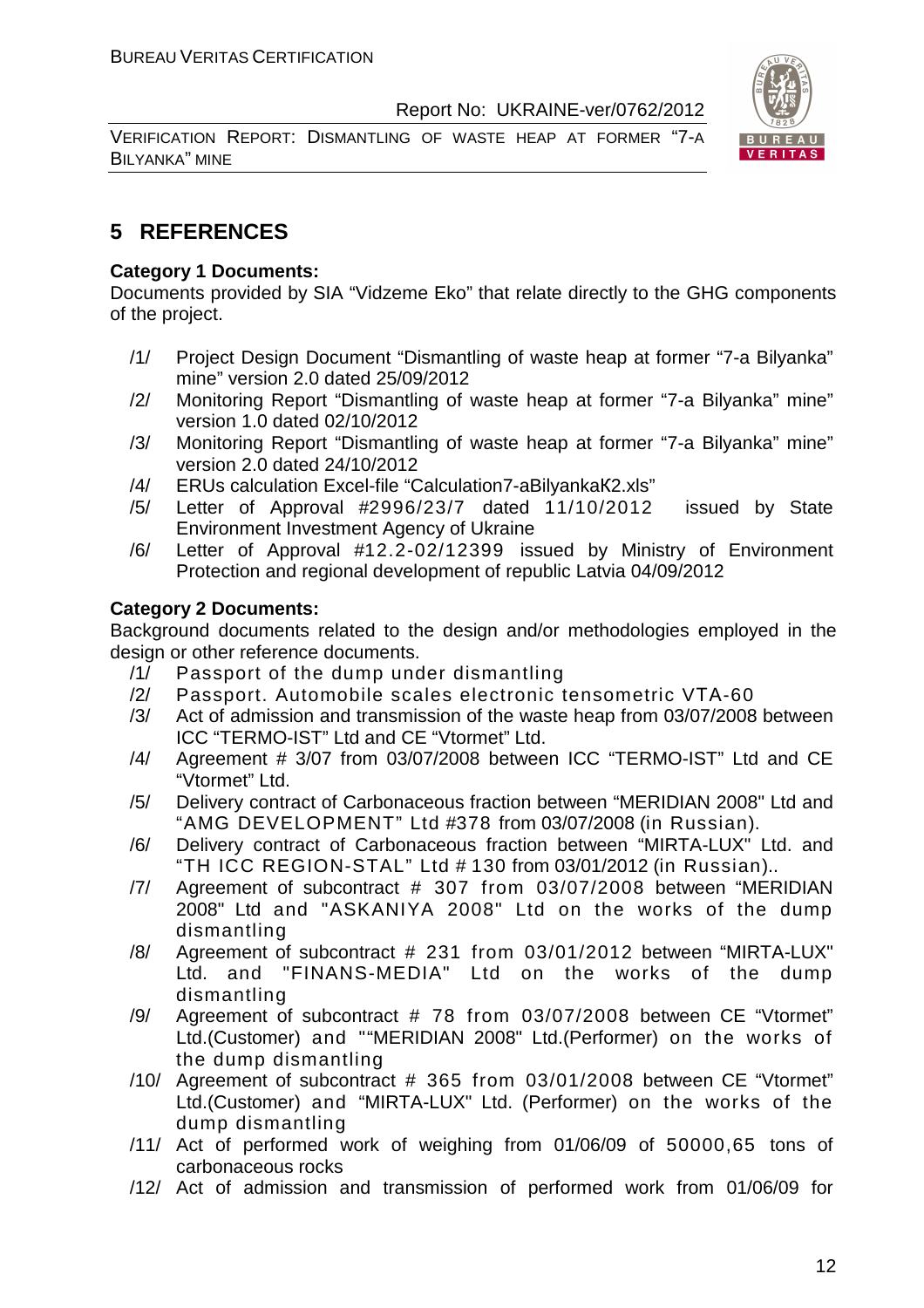## 5 REFERENCES

**Category 1 Documents:**

Documents provided by SIA "Vidzeme Eko" that relate directly to the GHG components of the project.

/1/ Project Design Document "Dismantling of waste heap at former "7-a Bilyanka" mine" version 2.0 dated 25/09/2012

/2/ Monitoring Report "Dismantling of waste heap at former "7-a Bilyanka" mine" version 1.0 dated 02/10/2012

/3/ Monitoring Report "Dismantling of waste heap at former "7-a Bilyanka" mine" version 2.0 dated 24/10/2012

/4/ ERUs calculation Excel-file "Calculation7-aBilyankaK2.xls"

/5/ Letter of Approval #2996/23/7 dated 11/10/2012 issued by State Environment Investment Agency of Ukraine

/6/ Letter of Approval #12.2-02/12399 issued by Ministry of Environment Protection and regional development of republic Latvia 04/09/2012

**Category 2 Documents:**

Background documents related to the design and/or methodologies employed in the design or other reference documents.

/1/ Passport of the dump under dismantling

/2/ Passport. Automobile scales electronic tensometric VTA-60

/3/ Act of admission and transmission of the waste heap from 03/07/2008 between ICC "TERMO-IST" Ltd and CE "Vtormet" Ltd.

/4/ Agreement # 3/07 from 03/07/2008 between ICC "TERMO-IST" Ltd and CE "Vtormet" Ltd.

/5/ Delivery contract of Carbonaceous fraction between "MERIDIAN 2008" Ltd and "AMG DEVELOPMENT" Ltd #378 from 03/07/2008 (in Russian).

/6/ Delivery contract of Carbonaceous fraction between "MIRTA-LUX" Ltd. and "TH ICC REGION-STAL" Ltd # 130 from 03/01/2012 (in Russian)..

/7/ Agreement of subcontract # 307 from 03/07/2008 between "MERIDIAN 2008" Ltd and "ASKANIYA 2008" Ltd on the works of the dump dismantling

/8/ Agreement of subcontract # 231 from 03/01/2012 between "MIRTA-LUX" Ltd. and "FINANS-MEDIA" Ltd on the works of the dump dismantling

/9/ Agreement of subcontract # 78 from 03/07/2008 between CE "Vtormet" Ltd.(Customer) and ""MERIDIAN 2008" Ltd.(Performer) on the works of the dump dismantling

/10/ Agreement of subcontract # 365 from 03/01/2008 between CE "Vtormet" Ltd.(Customer) and "MIRTA-LUX" Ltd. (Performer) on the works of the dump dismantling

/11/ Act of performed work of weighing from 01/06/09 of 50000,65 tons of carbonaceous rocks

/12/ Act of admission and transmission of performed work from 01/06/09 for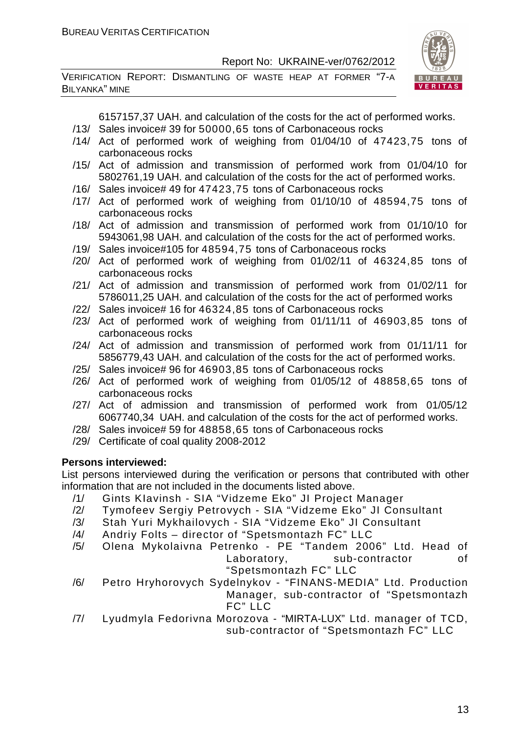6157157,37 UAH. and calculation of the costs for the act of performed works.

/13/ Sales invoice# 39 for 50000,65 tons of Carbonaceous rocks

/14/ Act of performed work of weighing from 01/04/10 of 47423,75 tons of carbonaceous rocks

/15/ Act of admission and transmission of performed work from 01/04/10 for 5802761,19 UAH. and calculation of the costs for the act of performed works.

/16/ Sales invoice# 49 for 47423,75 tons of Carbonaceous rocks

/17/ Act of performed work of weighing from 01/10/10 of 48594,75 tons of carbonaceous rocks

/18/ Act of admission and transmission of performed work from 01/10/10 for 5943061,98 UAH. and calculation of the costs for the act of performed works.

/19/ Sales invoice#105 for 48594,75 tons of Carbonaceous rocks

/20/ Act of performed work of weighing from 01/02/11 of 46324,85 tons of carbonaceous rocks

/21/ Act of admission and transmission of performed work from 01/02/11 for 5786011,25 UAH. and calculation of the costs for the act of performed works

/22/ Sales invoice# 16 for 46324,85 tons of Carbonaceous rocks

/23/ Act of performed work of weighing from 01/11/11 of 46903,85 tons of carbonaceous rocks

/24/ Act of admission and transmission of performed work from 01/11/11 for 5856779,43 UAH. and calculation of the costs for the act of performed works.

/25/ Sales invoice# 96 for 46903,85 tons of Carbonaceous rocks

/26/ Act of performed work of weighing from 01/05/12 of 48858,65 tons of carbonaceous rocks

/27/ Act of admission and transmission of performed work from 01/05/12 6067740,34 UAH. and calculation of the costs for the act of performed works.

/28/ Sales invoice# 59 for 48858,65 tons of Carbonaceous rocks

/29/ Certificate of coal quality 2008-2012

**Persons interviewed:**

List persons interviewed during the verification or persons that contributed with other information that are not included in the documents listed above.

/1/ Gints Klavinsh - SIA "Vidzeme Eko" JI Project Manager

/2/ Tymofeev Sergiy Petrovych - SIA "Vidzeme Eko" JI Consultant

/3/ Stah Yuri Mykhailovych - SIA "Vidzeme Eko" JI Consultant

/4/ Andriy Folts – director of "Spetsmontazh FC" LLC

/5/ Olena Mykolaivna Petrenko - PE "Tandem 2006" Ltd. Head of Laboratory, sub-contractor of "Spetsmontazh FC" LLC

/6/ Petro Hryhorovych Sydelnykov - "FINANS-MEDIA" Ltd. Production Manager, sub-contractor of "Spetsmontazh FC" LLC

/7/ Lyudmyla Fedorivna Morozova - "MIRTA-LUX" Ltd. manager of TCD, sub-contractor of "Spetsmontazh FC" LLC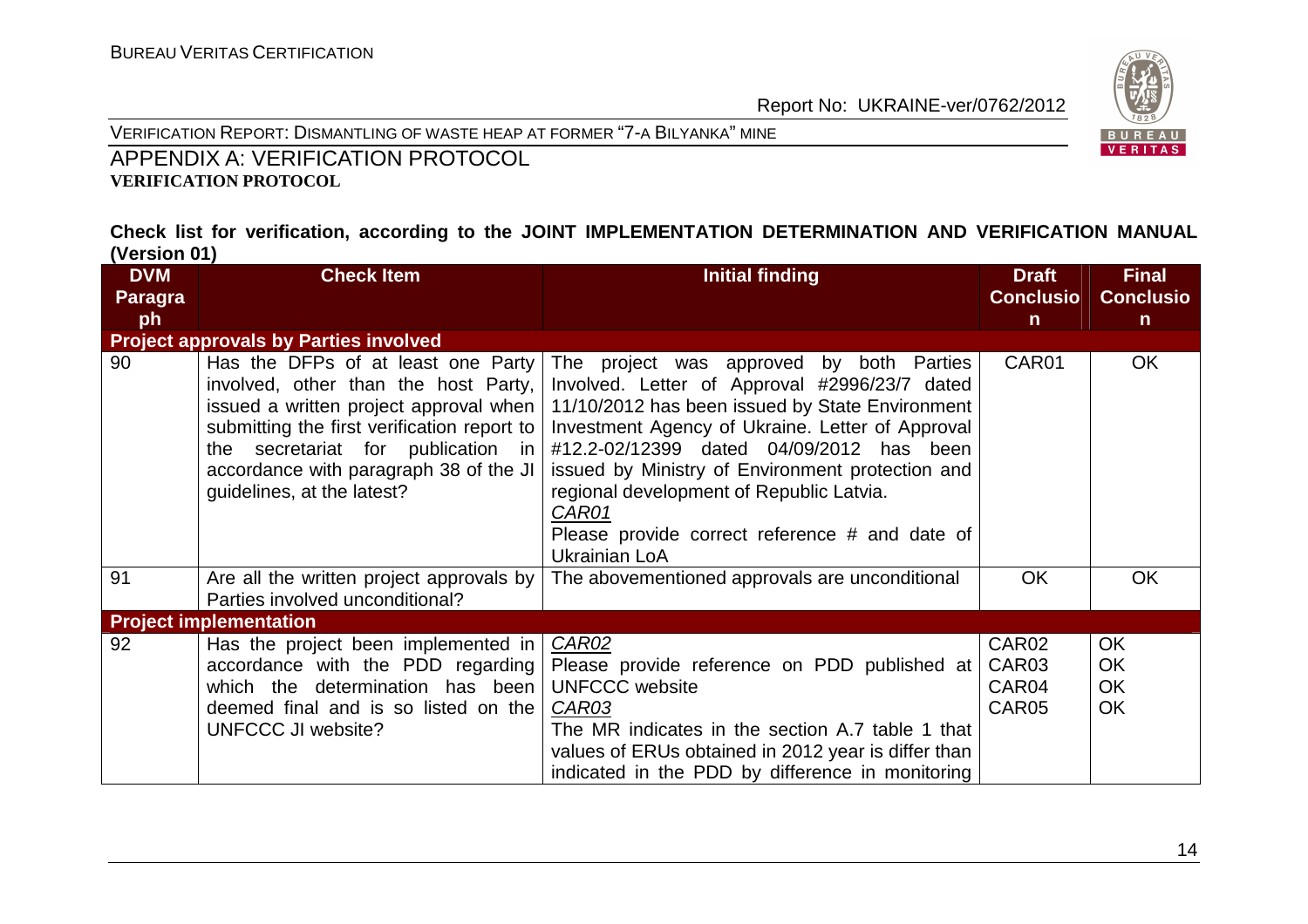## APPENDIX A: VERIFICATION PROTOCOL

**VERIFICATION PROTOCOL**

**Check list for verification, according to the JOINT IMPLEMENTATION DETERMINATION AND VERIFICATION MANUAL (Version 01)**

| DVM Paragraph | Check Item | Initial finding | Draft Conclusion | Final Conclusion |
|---|---|---|---|---|
| **Project approvals by Parties involved** | | | | |
| 90 | Has the DFPs of at least one Party involved, other than the host Party, issued a written project approval when submitting the first verification report to the secretariat for publication in accordance with paragraph 38 of the JI guidelines, at the latest? | The project was approved by both Parties Involved. Letter of Approval #2996/23/7 dated 11/10/2012 has been issued by State Environment Investment Agency of Ukraine. Letter of Approval #12.2-02/12399 dated 04/09/2012 has been issued by Ministry of Environment protection and regional development of Republic Latvia.<br>*CAR01*<br>Please provide correct reference # and date of Ukrainian LoA | CAR01 | OK |
| 91 | Are all the written project approvals by Parties involved unconditional? | The abovementioned approvals are unconditional | OK | OK |
| **Project implementation** | | | | |
| 92 | Has the project been implemented in accordance with the PDD regarding which the determination has been deemed final and is so listed on the UNFCCC JI website? | *CAR02*<br>Please provide reference on PDD published at UNFCCC website<br>*CAR03*<br>The MR indicates in the section A.7 table 1 that values of ERUs obtained in 2012 year is differ than indicated in the PDD by difference in monitoring | CAR02<br>CAR03<br>CAR04<br>CAR05 | OK<br>OK<br>OK<br>OK |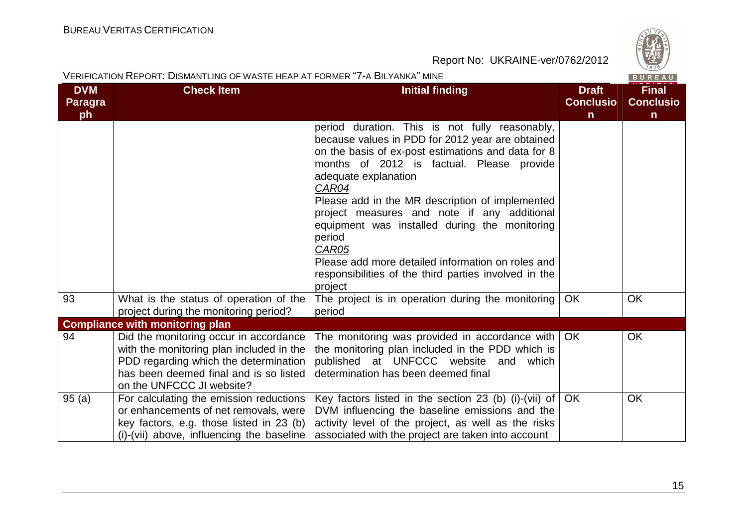| DVM Paragraph | Check Item | Initial finding | Draft Conclusion | Final Conclusion |
|---|---|---|---|---|
| | | period duration. This is not fully reasonably, because values in PDD for 2012 year are obtained on the basis of ex-post estimations and data for 8 months of 2012 is factual. Please provide adequate explanation<br>CAR04<br>Please add in the MR description of implemented project measures and note if any additional equipment was installed during the monitoring period<br>CAR05<br>Please add more detailed information on roles and responsibilities of the third parties involved in the project | | |
| 93 | What is the status of operation of the project during the monitoring period? | The project is in operation during the monitoring period | OK | OK |
| **Compliance with monitoring plan** | | | | |
| 94 | Did the monitoring occur in accordance with the monitoring plan included in the PDD regarding which the determination has been deemed final and is so listed on the UNFCCC JI website? | The monitoring was provided in accordance with the monitoring plan included in the PDD which is published at UNFCCC website and which determination has been deemed final | OK | OK |
| 95 (a) | For calculating the emission reductions or enhancements of net removals, were key factors, e.g. those listed in 23 (b) (i)-(vii) above, influencing the baseline | Key factors listed in the section 23 (b) (i)-(vii) of DVM influencing the baseline emissions and the activity level of the project, as well as the risks associated with the project are taken into account | OK | OK |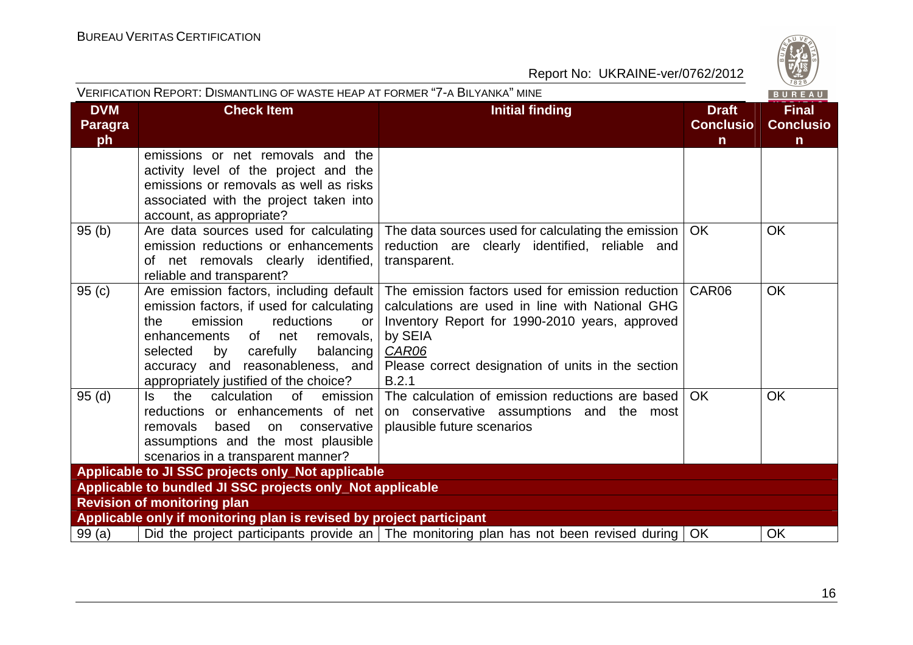| DVM Paragraph | Check Item | Initial finding | Draft Conclusion | Final Conclusion |
|---|---|---|---|---|
| | emissions or net removals and the activity level of the project and the emissions or removals as well as risks associated with the project taken into account, as appropriate? | | | |
| 95 (b) | Are data sources used for calculating emission reductions or enhancements of net removals clearly identified, reliable and transparent? | The data sources used for calculating the emission reduction are clearly identified, reliable and transparent. | OK | OK |
| 95 (c) | Are emission factors, including default emission factors, if used for calculating the emission reductions or enhancements of net removals, selected by carefully balancing accuracy and reasonableness, and appropriately justified of the choice? | The emission factors used for emission reduction calculations are used in line with National GHG Inventory Report for 1990-2010 years, approved by SEIA<br>*CAR06*<br>Please correct designation of units in the section B.2.1 | CAR06 | OK |
| 95 (d) | Is the calculation of emission reductions or enhancements of net removals based on conservative assumptions and the most plausible scenarios in a transparent manner? | The calculation of emission reductions are based on conservative assumptions and the most plausible future scenarios | OK | OK |
| **Applicable to JI SSC projects only_Not applicable** | | | | |
| **Applicable to bundled JI SSC projects only_Not applicable** | | | | |
| **Revision of monitoring plan** | | | | |
| **Applicable only if monitoring plan is revised by project participant** | | | | |
| 99 (a) | Did the project participants provide an | The monitoring plan has not been revised during | OK | OK |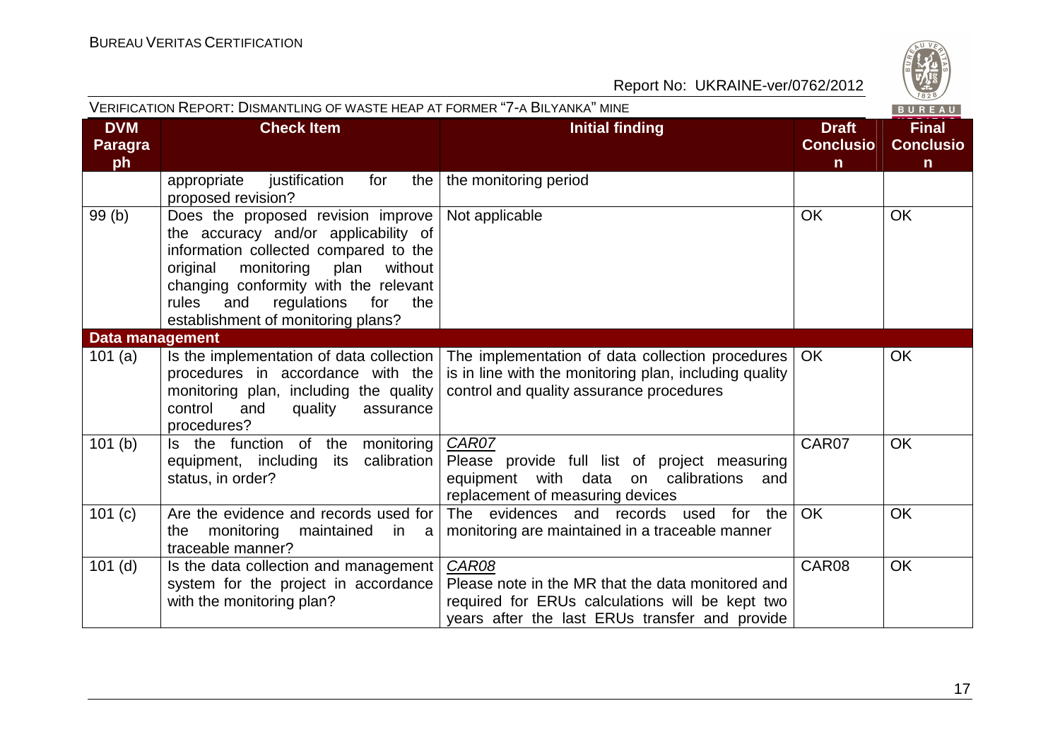| DVM Paragraph | Check Item | Initial finding | Draft Conclusion | Final Conclusion |
|---|---|---|---|---|
| | appropriate justification for the proposed revision? | the monitoring period | | |
| 99 (b) | Does the proposed revision improve the accuracy and/or applicability of information collected compared to the original monitoring plan without changing conformity with the relevant rules and regulations for the establishment of monitoring plans? | Not applicable | OK | OK |
| **Data management** | | | | |
| 101 (a) | Is the implementation of data collection procedures in accordance with the monitoring plan, including the quality control and quality assurance procedures? | The implementation of data collection procedures is in line with the monitoring plan, including quality control and quality assurance procedures | OK | OK |
| 101 (b) | Is the function of the monitoring equipment, including its calibration status, in order? | *CAR07* Please provide full list of project measuring equipment with data on calibrations and replacement of measuring devices | CAR07 | OK |
| 101 (c) | Are the evidence and records used for the monitoring maintained in a traceable manner? | The evidences and records used for the monitoring are maintained in a traceable manner | OK | OK |
| 101 (d) | Is the data collection and management system for the project in accordance with the monitoring plan? | *CAR08* Please note in the MR that the data monitored and required for ERUs calculations will be kept two years after the last ERUs transfer and provide | CAR08 | OK |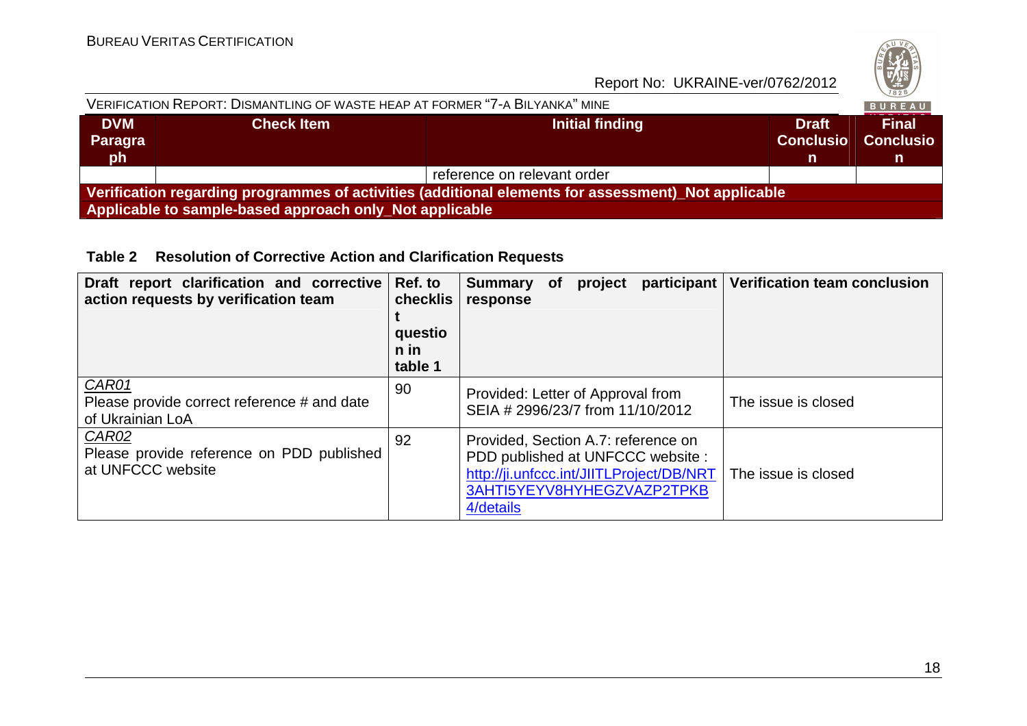| DVM Paragraph | Check Item | Initial finding | Draft Conclusion | Final Conclusion |
|---|---|---|---|---|
| | | reference on relevant order | | |
| **Verification regarding programmes of activities (additional elements for assessment)_Not applicable** | | | | |
| **Applicable to sample-based approach only_Not applicable** | | | | |

**Table 2 Resolution of Corrective Action and Clarification Requests**

| Draft report clarification and corrective action requests by verification team | Ref. to checklist question in table 1 | Summary of project participant response | Verification team conclusion |
|---|---|---|---|
| *CAR01* Please provide correct reference # and date of Ukrainian LoA | 90 | Provided: Letter of Approval from SEIA # 2996/23/7 from 11/10/2012 | The issue is closed |
| *CAR02* Please provide reference on PDD published at UNFCCC website | 92 | Provided, Section A.7: reference on PDD published at UNFCCC website : http://ji.unfccc.int/JIITLProject/DB/NRT3AHTI5YEYV8HYHEGZVAZP2TPKB4/details | The issue is closed |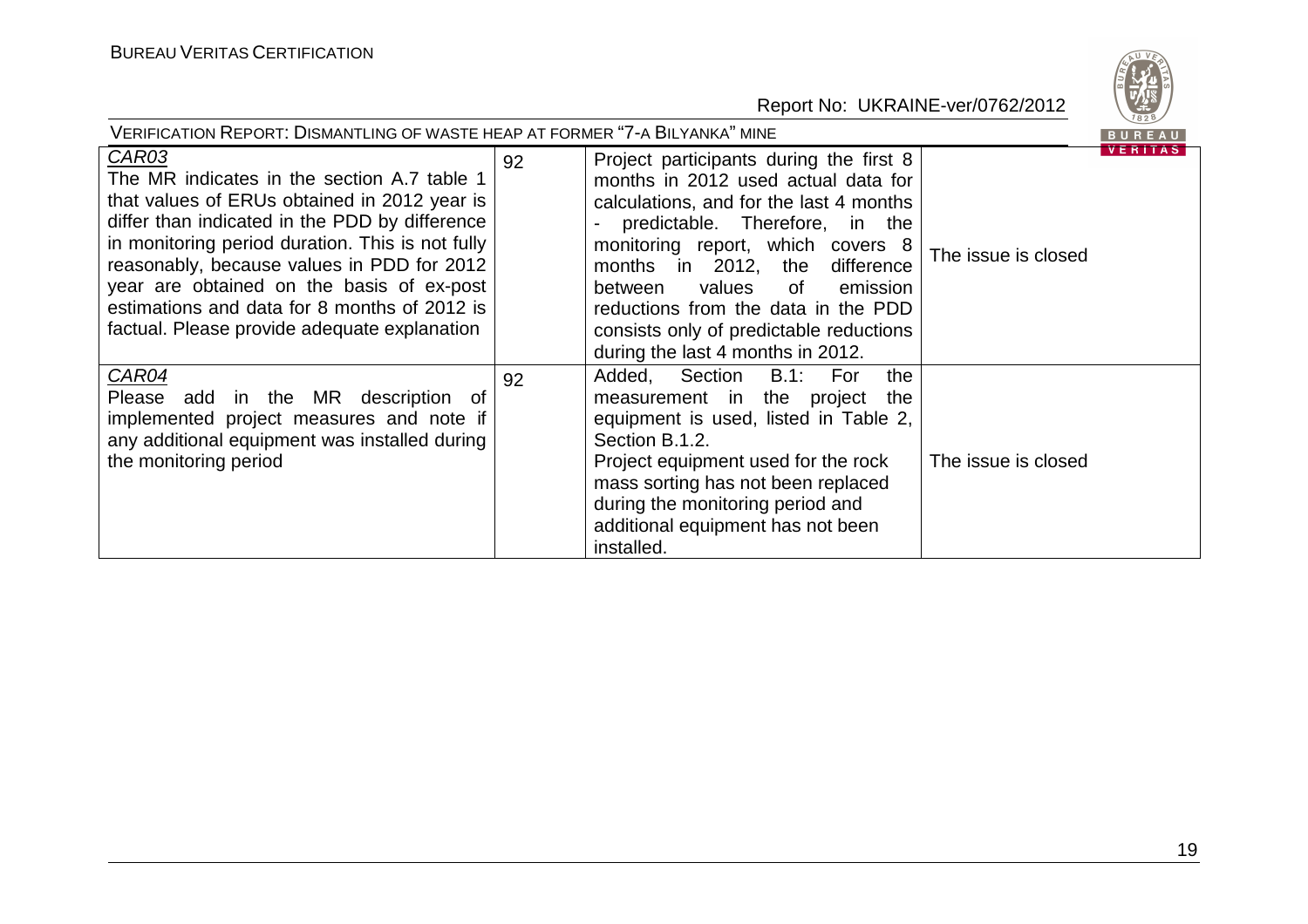| | | | |
|---|---|---|---|
| *CAR03*<br>The MR indicates in the section A.7 table 1 that values of ERUs obtained in 2012 year is differ than indicated in the PDD by difference in monitoring period duration. This is not fully reasonably, because values in PDD for 2012 year are obtained on the basis of ex-post estimations and data for 8 months of 2012 is factual. Please provide adequate explanation | 92 | Project participants during the first 8 months in 2012 used actual data for calculations, and for the last 4 months - predictable. Therefore, in the monitoring report, which covers 8 months in 2012, the difference between values of emission reductions from the data in the PDD consists only of predictable reductions during the last 4 months in 2012. | The issue is closed |
| *CAR04*<br>Please add in the MR description of implemented project measures and note if any additional equipment was installed during the monitoring period | 92 | Added, Section B.1: For the measurement in the project the equipment is used, listed in Table 2, Section B.1.2.<br>Project equipment used for the rock mass sorting has not been replaced during the monitoring period and additional equipment has not been installed. | The issue is closed |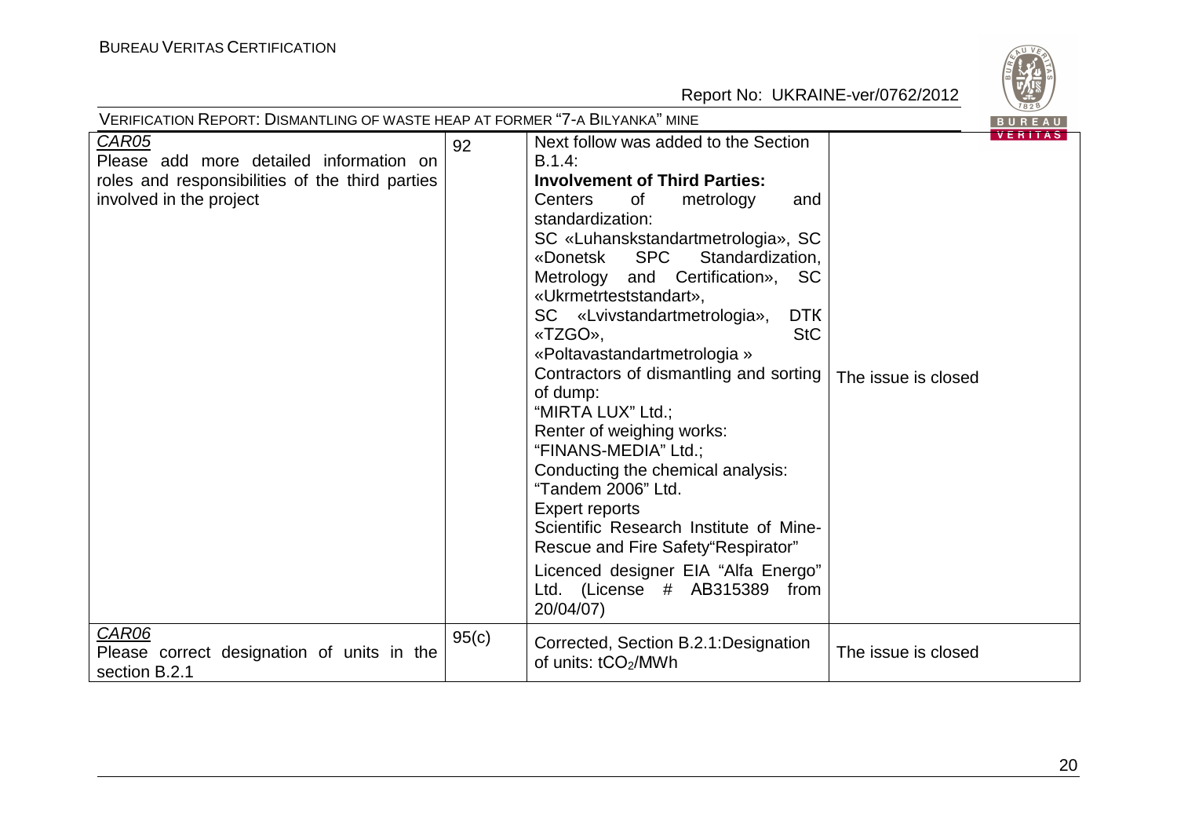| CAR05<br>Please add more detailed information on roles and responsibilities of the third parties involved in the project | 92 | Next follow was added to the Section B.1.4:<br>**Involvement of Third Parties:**<br>Centers of metrology and standardization:<br>SC «Luhanskstandartmetrologia», SC «Donetsk SPC Standardization, Metrology and Certification», SC «Ukrmetrteststandart»,<br>SC «Lvivstandartmetrologia», DTK «TZGO», StC «Poltavastandartmetrologia »<br>Contractors of dismantling and sorting of dump:<br>"MIRTA LUX" Ltd.;<br>Renter of weighing works:<br>"FINANS-MEDIA" Ltd.;<br>Conducting the chemical analysis:<br>"Tandem 2006" Ltd.<br>Expert reports<br>Scientific Research Institute of Mine-Rescue and Fire Safety"Respirator"<br>Licenced designer EIA "Alfa Energo" Ltd. (License # AB315389 from 20/04/07) | The issue is closed |
|---|---|---|---|
| CAR06<br>Please correct designation of units in the section B.2.1 | 95(c) | Corrected, Section B.2.1:Designation of units: $tCO_2$/MWh | The issue is closed |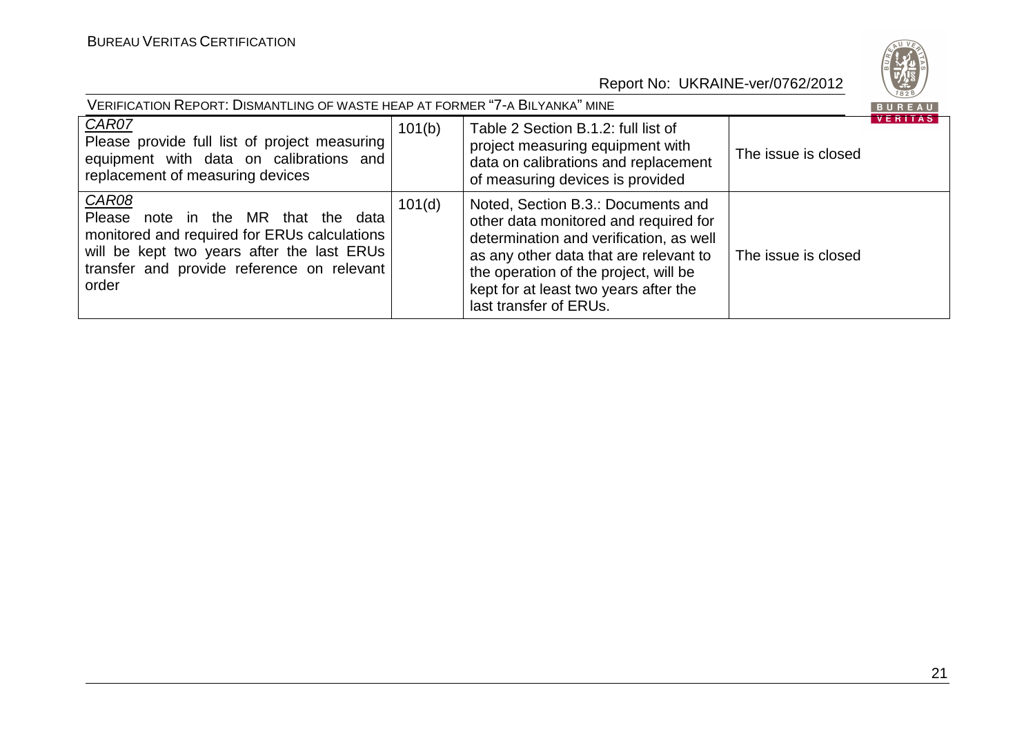| | | | |
|---|---|---|---|
| *CAR07*<br>Please provide full list of project measuring equipment with data on calibrations and replacement of measuring devices | 101(b) | Table 2 Section B.1.2: full list of project measuring equipment with data on calibrations and replacement of measuring devices is provided | The issue is closed |
| *CAR08*<br>Please note in the MR that the data monitored and required for ERUs calculations will be kept two years after the last ERUs transfer and provide reference on relevant order | 101(d) | Noted, Section B.3.: Documents and other data monitored and required for determination and verification, as well as any other data that are relevant to the operation of the project, will be kept for at least two years after the last transfer of ERUs. | The issue is closed |